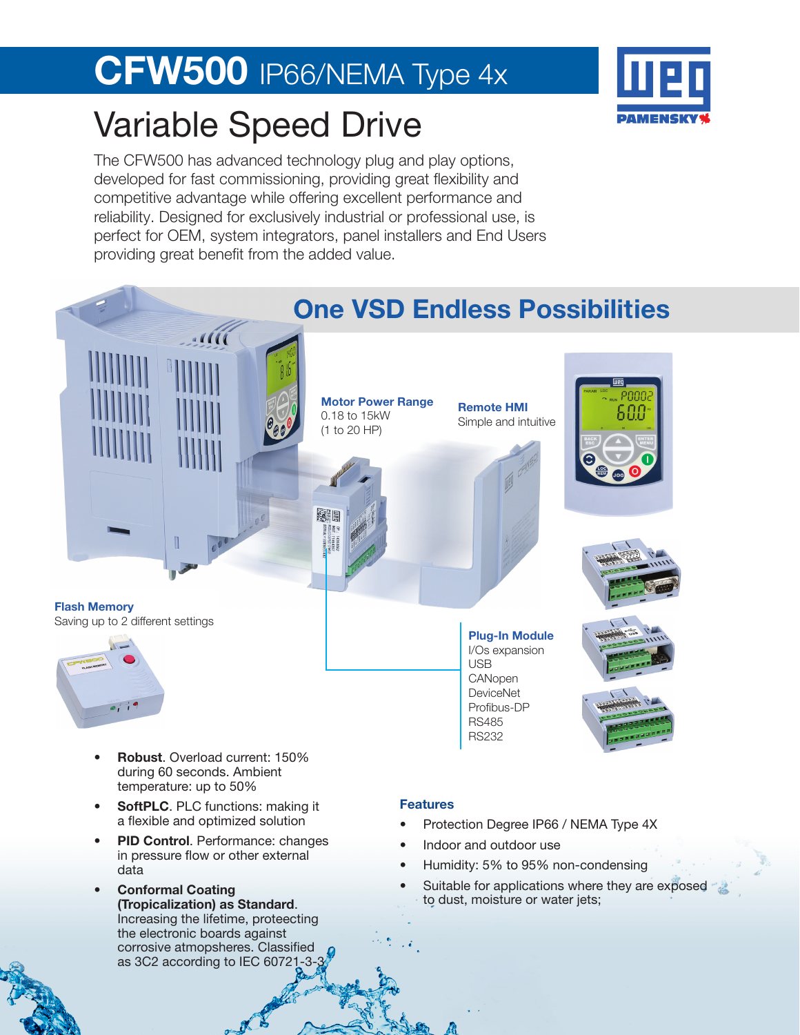# CFW500 IP66/NEMA Type 4x

# Variable Speed Drive

The CFW500 has advanced technology plug and play options, developed for fast commissioning, providing great flexibility and competitive advantage while offering excellent performance and reliability. Designed for exclusively industrial or professional use, is perfect for OEM, system integrators, panel installers and End Users providing great benefit from the added value.

## One VSD Endless Possibilities

**Motor Power Range**
0.18 to 15kW
(1 to 20 HP)

**Remote HMI**
Simple and intuitive

**Flash Memory**
Saving up to 2 different settings

**Plug-In Module**
I/Os expansion
USB
CANopen
DeviceNet
Profibus-DP
RS485
RS232

- **Robust**. Overload current: 150% during 60 seconds. Ambient temperature: up to 50%
- **SoftPLC**. PLC functions: making it a flexible and optimized solution
- **PID Control**. Performance: changes in pressure flow or other external data
- **Conformal Coating (Tropicalization) as Standard**. Increasing the lifetime, proteecting the electronic boards against corrosive atmopsheres. Classified as 3C2 according to IEC 60721-3-3

### Features

- Protection Degree IP66 / NEMA Type 4X
- Indoor and outdoor use
- Humidity: 5% to 95% non-condensing
- Suitable for applications where they are exposed to dust, moisture or water jets;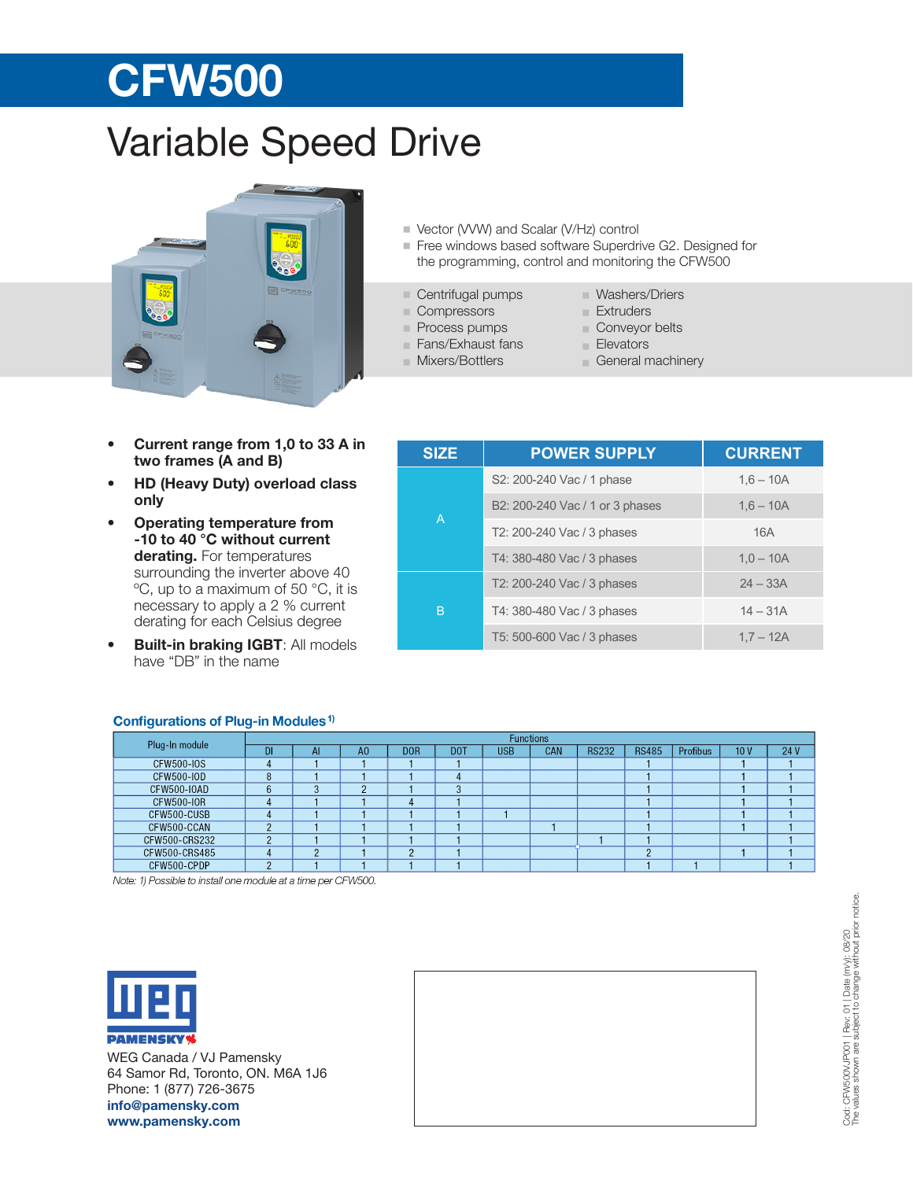# CFW500

## Variable Speed Drive

- Vector (VVW) and Scalar (V/Hz) control
- Free windows based software Superdrive G2. Designed for the programming, control and monitoring the CFW500

- Centrifugal pumps
- Compressors
- Process pumps
- Fans/Exhaust fans
- Mixers/Bottlers
- Washers/Driers
- Extruders
- Conveyor belts
- Elevators
- General machinery

- **Current range from 1,0 to 33 A in two frames (A and B)**
- **HD (Heavy Duty) overload class only**
- **Operating temperature from -10 to 40 °C without current derating.** For temperatures surrounding the inverter above 40 °C, up to a maximum of 50 °C, it is necessary to apply a 2 % current derating for each Celsius degree
- **Built-in braking IGBT**: All models have "DB" in the name

| SIZE | POWER SUPPLY | CURRENT |
|---|---|---|
| A | S2: 200-240 Vac / 1 phase | 1,6 – 10A |
| | B2: 200-240 Vac / 1 or 3 phases | 1,6 – 10A |
| | T2: 200-240 Vac / 3 phases | 16A |
| | T4: 380-480 Vac / 3 phases | 1,0 – 10A |
| B | T2: 200-240 Vac / 3 phases | 24 – 33A |
| | T4: 380-480 Vac / 3 phases | 14 – 31A |
| | T5: 500-600 Vac / 3 phases | 1,7 – 12A |

### Configurations of Plug-in Modules [1)]

| Plug-In module | Functions | | | | | | | | | | | |
|---|---|---|---|---|---|---|---|---|---|---|---|---|
| | DI | AI | AO | DOR | DOT | USB | CAN | RS232 | RS485 | Profibus | 10 V | 24 V |
| CFW500-IOS | 4 | 1 | 1 | 1 | 1 | | | | 1 | | 1 | 1 |
| CFW500-IOD | 8 | 1 | 1 | 1 | 4 | | | | 1 | | 1 | 1 |
| CFW500-IOAD | 6 | 3 | 2 | 1 | 3 | | | | 1 | | 1 | 1 |
| CFW500-IOR | 4 | 1 | 1 | 4 | 1 | | | | 1 | | 1 | 1 |
| CFW500-CUSB | 4 | 1 | 1 | 1 | 1 | 1 | | | 1 | | 1 | 1 |
| CFW500-CCAN | 2 | 1 | 1 | 1 | 1 | | 1 | | 1 | | 1 | 1 |
| CFW500-CRS232 | 2 | 1 | 1 | 1 | 1 | | | 1 | 1 | | | 1 |
| CFW500-CRS485 | 4 | 2 | 1 | 2 | 1 | | | | 2 | | 1 | 1 |
| CFW500-CPDP | 2 | 1 | 1 | 1 | 1 | | | | 1 | 1 | | 1 |

*Note: 1) Possible to install one module at a time per CFW500.*

WEG PAMENSKY

WEG Canada / VJ Pamensky
64 Samor Rd, Toronto, ON. M6A 1J6
Phone: 1 (877) 726-3675
**info@pamensky.com**
**www.pamensky.com**

Cod: CFW500VJP001 | Rev: 01 | Date (m/y): 08/20
The values shown are subject to change without prior notice.